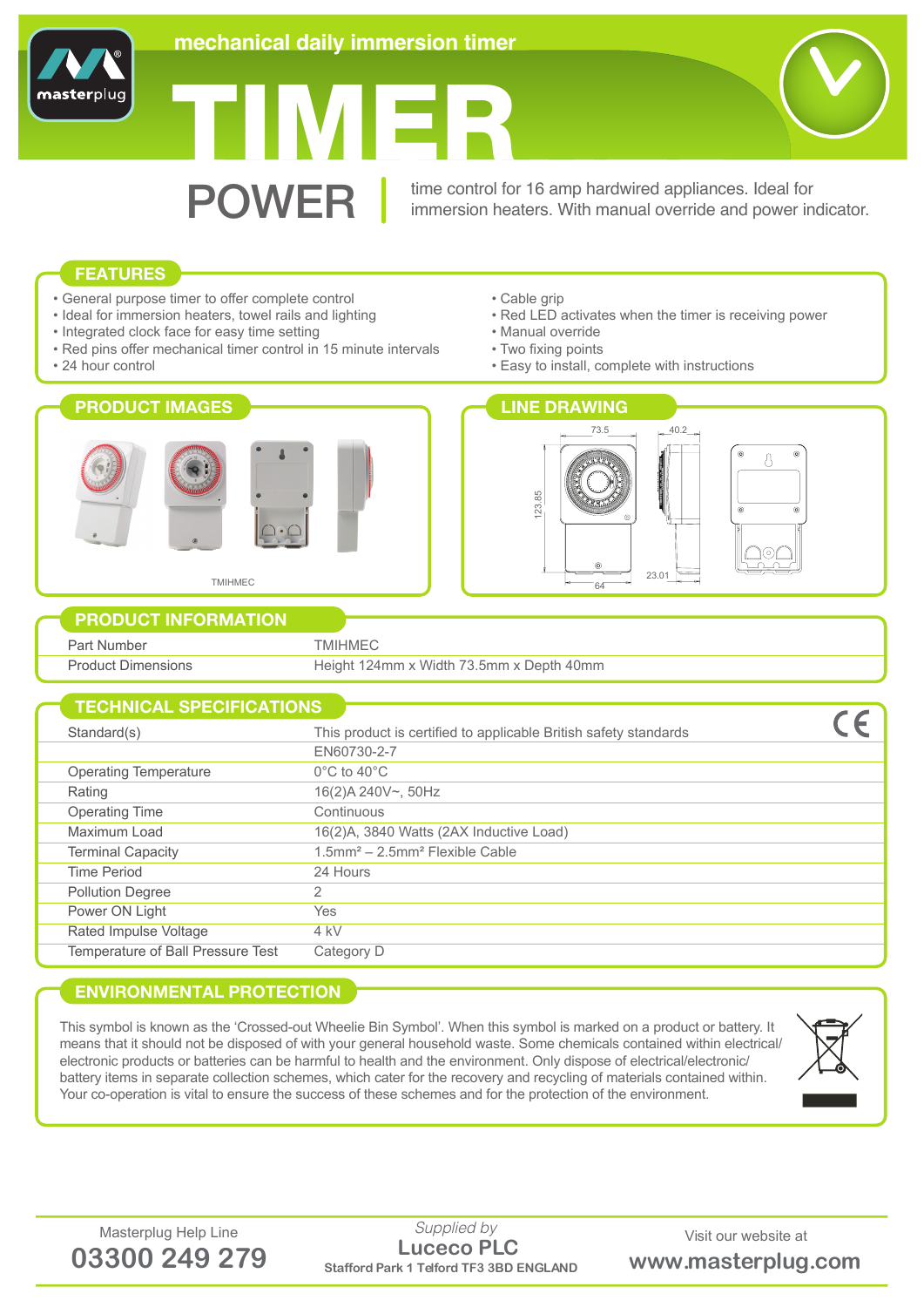masterplug

mechanical daily immersion timer

# TIMER

## POWER

time control for 16 amp hardwired appliances. Ideal for immersion heaters. With manual override and power indicator.

## FEATURES

- General purpose timer to offer complete control
- Ideal for immersion heaters, towel rails and lighting
- Integrated clock face for easy time setting
- Red pins offer mechanical timer control in 15 minute intervals
- 24 hour control
- Cable grip
- Red LED activates when the timer is receiving power
- Manual override
- Two fixing points
- Easy to install, complete with instructions

## PRODUCT IMAGES

TMIHMEC

## LINE DRAWING

73.5

40.2

123.85

23.01

64

## PRODUCT INFORMATION

| | |
|---|---|
| Part Number | TMIHMEC |
| Product Dimensions | Height 124mm x Width 73.5mm x Depth 40mm |

## TECHNICAL SPECIFICATIONS

| | |
|---|---|
| Standard(s) | This product is certified to applicable British safety standards |
| | EN60730-2-7 |
| Operating Temperature | 0°C to 40°C |
| Rating | 16(2)A 240V~, 50Hz |
| Operating Time | Continuous |
| Maximum Load | 16(2)A, 3840 Watts (2AX Inductive Load) |
| Terminal Capacity | 1.5mm² – 2.5mm² Flexible Cable |
| Time Period | 24 Hours |
| Pollution Degree | 2 |
| Power ON Light | Yes |
| Rated Impulse Voltage | 4 kV |
| Temperature of Ball Pressure Test | Category D |

CE

## ENVIRONMENTAL PROTECTION

This symbol is known as the 'Crossed-out Wheelie Bin Symbol'. When this symbol is marked on a product or battery. It means that it should not be disposed of with your general household waste. Some chemicals contained within electrical/ electronic products or batteries can be harmful to health and the environment. Only dispose of electrical/electronic/ battery items in separate collection schemes, which cater for the recovery and recycling of materials contained within. Your co-operation is vital to ensure the success of these schemes and for the protection of the environment.

Masterplug Help Line
**03300 249 279**

*Supplied by*
**Luceco PLC**
Stafford Park 1 Telford TF3 3BD ENGLAND

Visit our website at
**www.masterplug.com**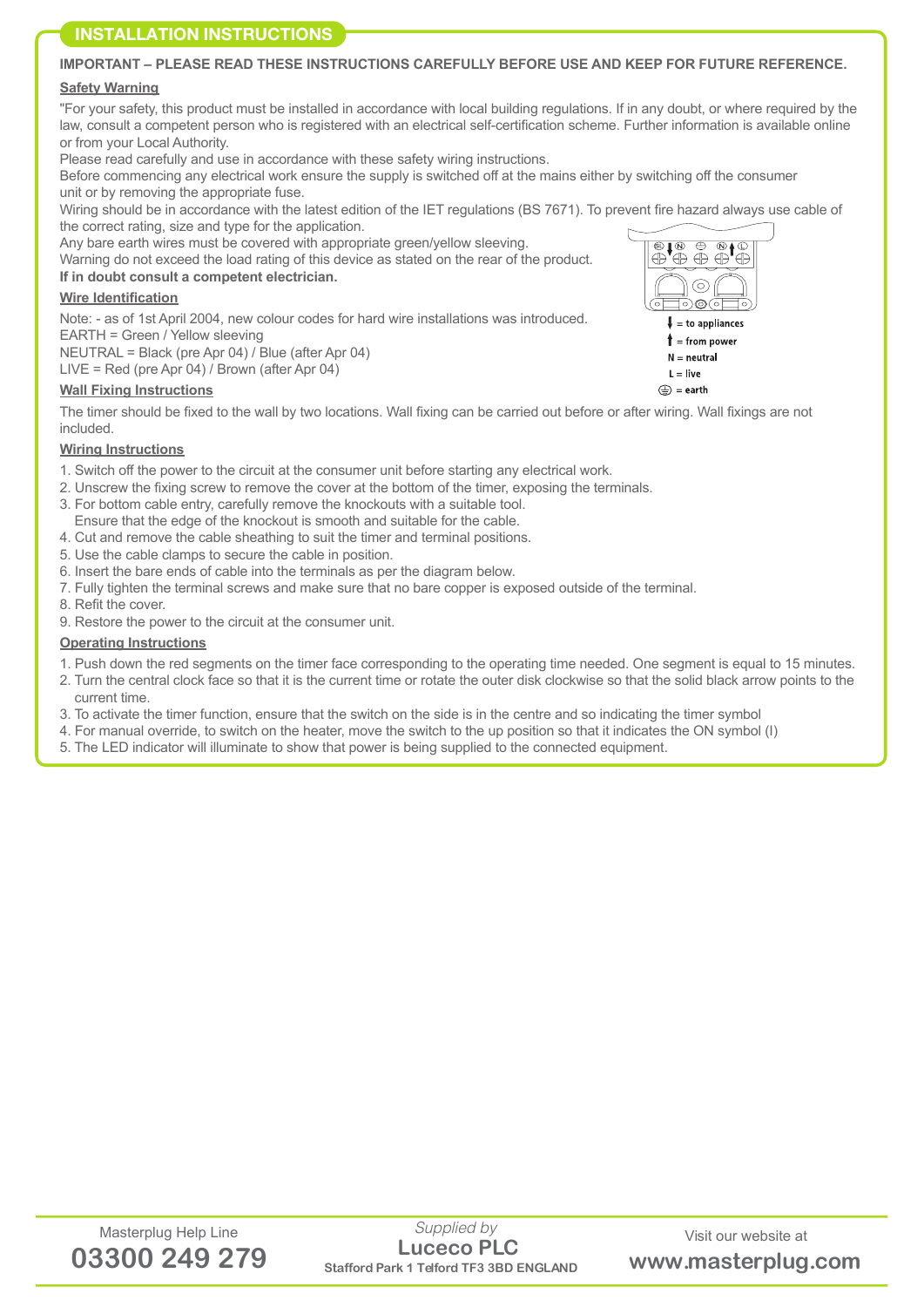## INSTALLATION INSTRUCTIONS

**IMPORTANT – PLEASE READ THESE INSTRUCTIONS CAREFULLY BEFORE USE AND KEEP FOR FUTURE REFERENCE.**

### Safety Warning

"For your safety, this product must be installed in accordance with local building regulations. If in any doubt, or where required by the law, consult a competent person who is registered with an electrical self-certification scheme. Further information is available online or from your Local Authority.

Please read carefully and use in accordance with these safety wiring instructions.

Before commencing any electrical work ensure the supply is switched off at the mains either by switching off the consumer unit or by removing the appropriate fuse.

Wiring should be in accordance with the latest edition of the IET regulations (BS 7671). To prevent fire hazard always use cable of the correct rating, size and type for the application.

Any bare earth wires must be covered with appropriate green/yellow sleeving.

Warning do not exceed the load rating of this device as stated on the rear of the product.

**If in doubt consult a competent electrician.**

↓ = to appliances
↑ = from power
N = neutral
L = live
⏚ = earth

### Wire Identification

Note: - as of 1st April 2004, new colour codes for hard wire installations was introduced.
EARTH = Green / Yellow sleeving
NEUTRAL = Black (pre Apr 04) / Blue (after Apr 04)
LIVE = Red (pre Apr 04) / Brown (after Apr 04)

### Wall Fixing Instructions

The timer should be fixed to the wall by two locations. Wall fixing can be carried out before or after wiring. Wall fixings are not included.

### Wiring Instructions

1. Switch off the power to the circuit at the consumer unit before starting any electrical work.
2. Unscrew the fixing screw to remove the cover at the bottom of the timer, exposing the terminals.
3. For bottom cable entry, carefully remove the knockouts with a suitable tool.
   Ensure that the edge of the knockout is smooth and suitable for the cable.
4. Cut and remove the cable sheathing to suit the timer and terminal positions.
5. Use the cable clamps to secure the cable in position.
6. Insert the bare ends of cable into the terminals as per the diagram below.
7. Fully tighten the terminal screws and make sure that no bare copper is exposed outside of the terminal.
8. Refit the cover.
9. Restore the power to the circuit at the consumer unit.

### Operating Instructions

1. Push down the red segments on the timer face corresponding to the operating time needed. One segment is equal to 15 minutes.
2. Turn the central clock face so that it is the current time or rotate the outer disk clockwise so that the solid black arrow points to the current time.
3. To activate the timer function, ensure that the switch on the side is in the centre and so indicating the timer symbol
4. For manual override, to switch on the heater, move the switch to the up position so that it indicates the ON symbol (I)
5. The LED indicator will illuminate to show that power is being supplied to the connected equipment.

Masterplug Help Line
**03300 249 279**

*Supplied by*
**Luceco PLC**
**Stafford Park 1 Telford TF3 3BD ENGLAND**

Visit our website at
**www.masterplug.com**